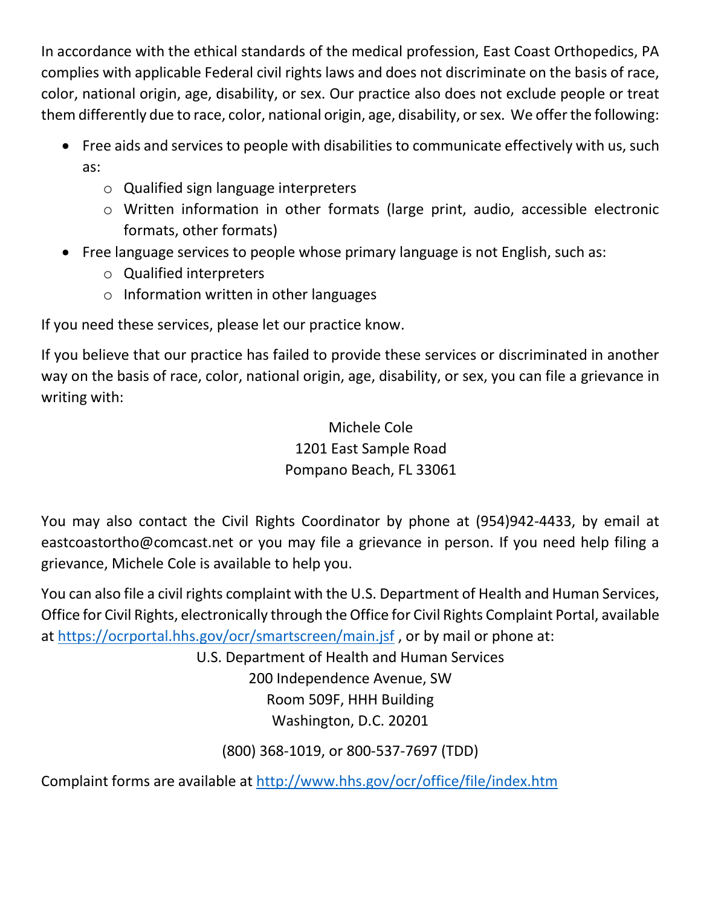In accordance with the ethical standards of the medical profession, East Coast Orthopedics, PA complies with applicable Federal civil rights laws and does not discriminate on the basis of race, color, national origin, age, disability, or sex. Our practice also does not exclude people or treat them differently due to race, color, national origin, age, disability, or sex. We offer the following:

- Free aids and services to people with disabilities to communicate effectively with us, such as:
  - Qualified sign language interpreters
  - Written information in other formats (large print, audio, accessible electronic formats, other formats)
- Free language services to people whose primary language is not English, such as:
  - Qualified interpreters
  - Information written in other languages

If you need these services, please let our practice know.

If you believe that our practice has failed to provide these services or discriminated in another way on the basis of race, color, national origin, age, disability, or sex, you can file a grievance in writing with:

Michele Cole
1201 East Sample Road
Pompano Beach, FL 33061

You may also contact the Civil Rights Coordinator by phone at (954)942-4433, by email at eastcoastortho@comcast.net or you may file a grievance in person. If you need help filing a grievance, Michele Cole is available to help you.

You can also file a civil rights complaint with the U.S. Department of Health and Human Services, Office for Civil Rights, electronically through the Office for Civil Rights Complaint Portal, available at [https://ocrportal.hhs.gov/ocr/smartscreen/main.jsf](https://ocrportal.hhs.gov/ocr/smartscreen/main.jsf) , or by mail or phone at:

U.S. Department of Health and Human Services
200 Independence Avenue, SW
Room 509F, HHH Building
Washington, D.C. 20201

(800) 368-1019, or 800-537-7697 (TDD)

Complaint forms are available at [http://www.hhs.gov/ocr/office/file/index.htm](http://www.hhs.gov/ocr/office/file/index.htm)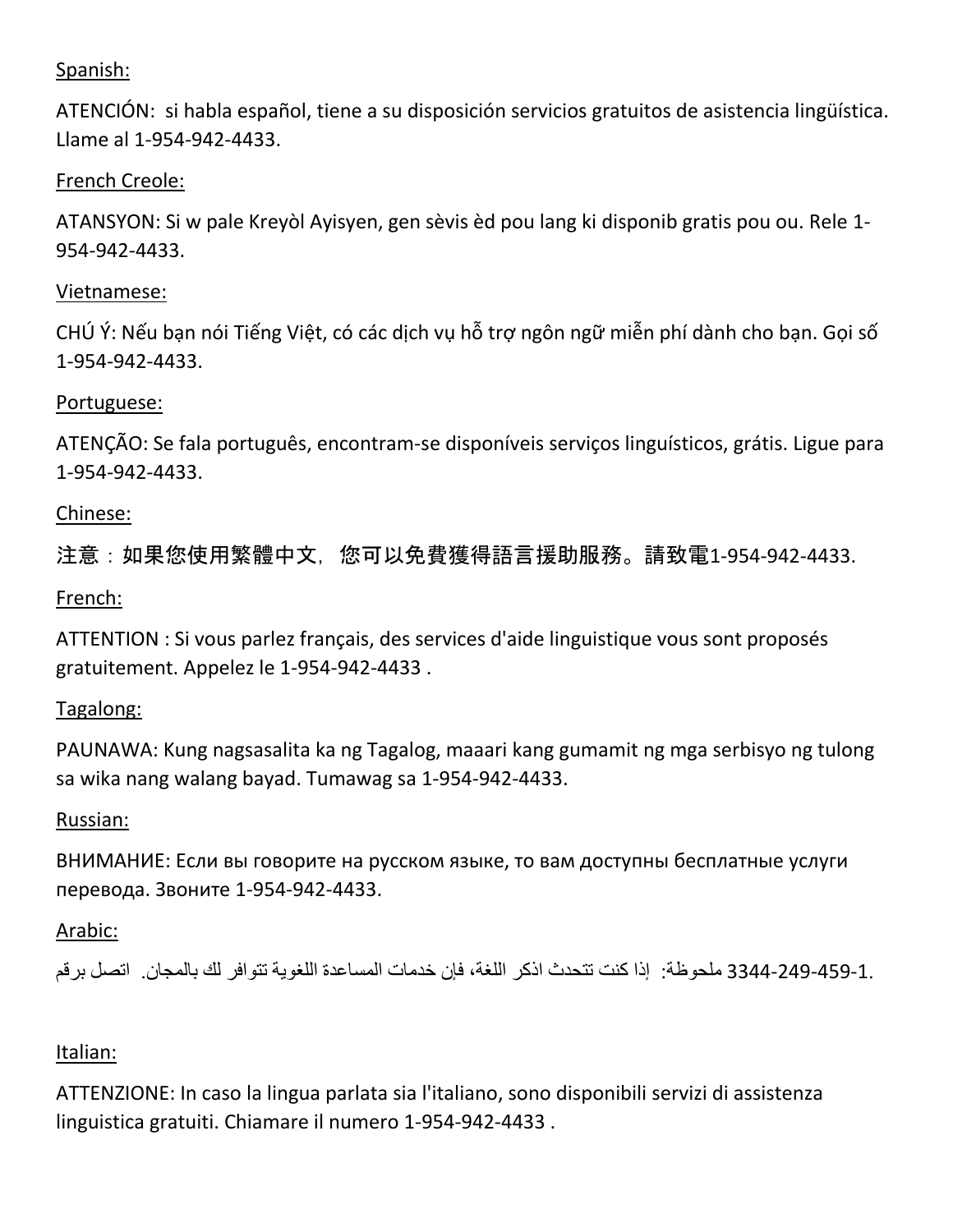Spanish:

ATENCIÓN: si habla español, tiene a su disposición servicios gratuitos de asistencia lingüística. Llame al 1-954-942-4433.

French Creole:

ATANSYON: Si w pale Kreyòl Ayisyen, gen sèvis èd pou lang ki disponib gratis pou ou. Rele 1-954-942-4433.

Vietnamese:

CHÚ Ý: Nếu bạn nói Tiếng Việt, có các dịch vụ hỗ trợ ngôn ngữ miễn phí dành cho bạn. Gọi số 1-954-942-4433.

Portuguese:

ATENÇÃO: Se fala português, encontram-se disponíveis serviços linguísticos, grátis. Ligue para 1-954-942-4433.

Chinese:

注意：如果您使用繁體中文，您可以免費獲得語言援助服務。請致電1-954-942-4433.

French:

ATTENTION : Si vous parlez français, des services d'aide linguistique vous sont proposés gratuitement. Appelez le 1-954-942-4433 .

Tagalong:

PAUNAWA: Kung nagsasalita ka ng Tagalog, maaari kang gumamit ng mga serbisyo ng tulong sa wika nang walang bayad. Tumawag sa 1-954-942-4433.

Russian:

ВНИМАНИЕ: Если вы говорите на русском языке, то вам доступны бесплатные услуги перевода. Звоните 1-954-942-4433.

Arabic:

ملحوظة: إذا كنت تتحدث اذكر اللغة، فإن خدمات المساعدة اللغوية تتوافر لك بالمجان. اتصل برقم 1-954-942-4433.

Italian:

ATTENZIONE: In caso la lingua parlata sia l'italiano, sono disponibili servizi di assistenza linguistica gratuiti. Chiamare il numero 1-954-942-4433 .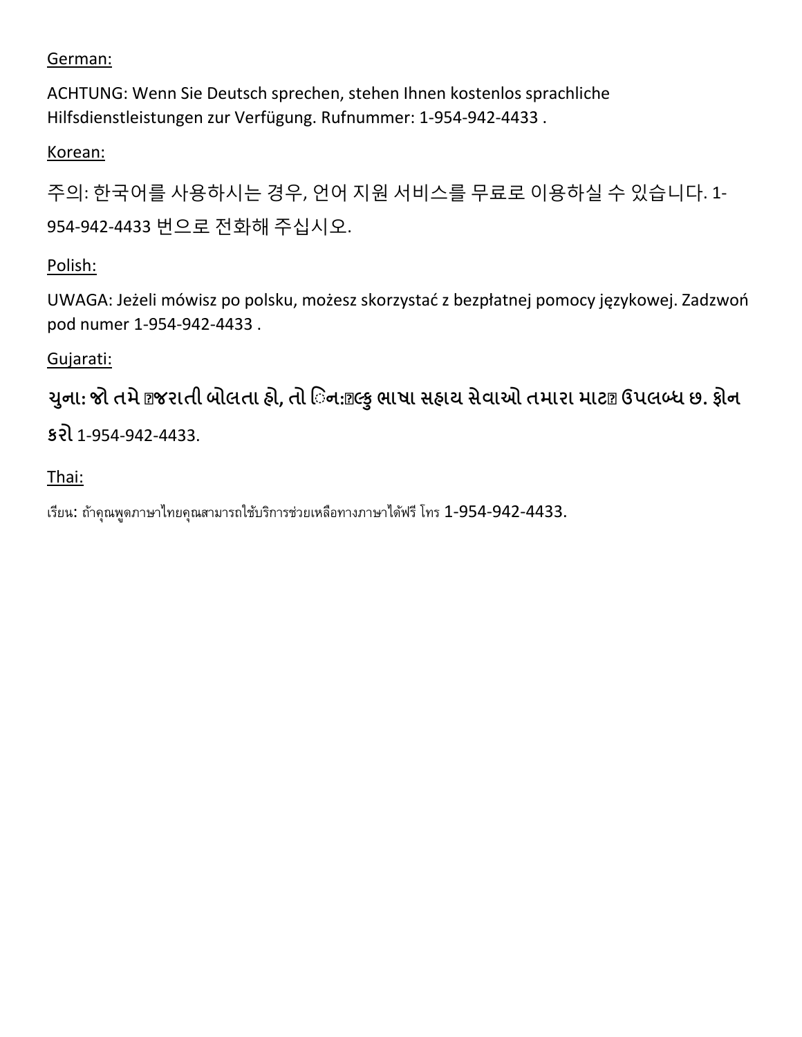German:

ACHTUNG: Wenn Sie Deutsch sprechen, stehen Ihnen kostenlos sprachliche Hilfsdienstleistungen zur Verfügung. Rufnummer: 1-954-942-4433 .

Korean:

주의: 한국어를 사용하시는 경우, 언어 지원 서비스를 무료로 이용하실 수 있습니다. 1-954-942-4433 번으로 전화해 주십시오.

Polish:

UWAGA: Jeżeli mówisz po polsku, możesz skorzystać z bezpłatnej pomocy językowej. Zadzwoń pod numer 1-954-942-4433 .

Gujarati:

**ચુના: જો તમે �જરાતી બોલતા હો, તો િન:�લ્કુ ભાષા સહાય સેવાઓ તમારા માટ� ઉપલબ્ધ છ. ફોન કરો** 1-954-942-4433.

Thai:

เรียน: ถ้าคุณพูดภาษาไทยคุณสามารถใช้บริการช่วยเหลือทางภาษาได้ฟรี โทร 1-954-942-4433.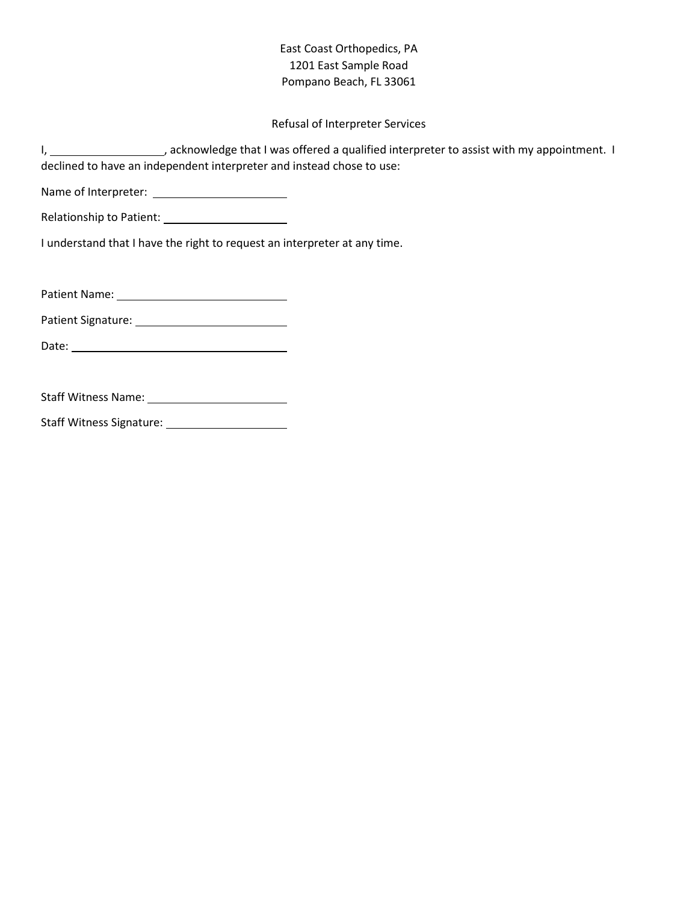East Coast Orthopedics, PA
1201 East Sample Road
Pompano Beach, FL 33061

Refusal of Interpreter Services

I, ___________________, acknowledge that I was offered a qualified interpreter to assist with my appointment. I declined to have an independent interpreter and instead chose to use:

Name of Interpreter: ______________________

Relationship to Patient: ______________________

I understand that I have the right to request an interpreter at any time.

Patient Name: ____________________________

Patient Signature: __________________________

Date: ____________________________________

Staff Witness Name: ______________________

Staff Witness Signature: ___________________